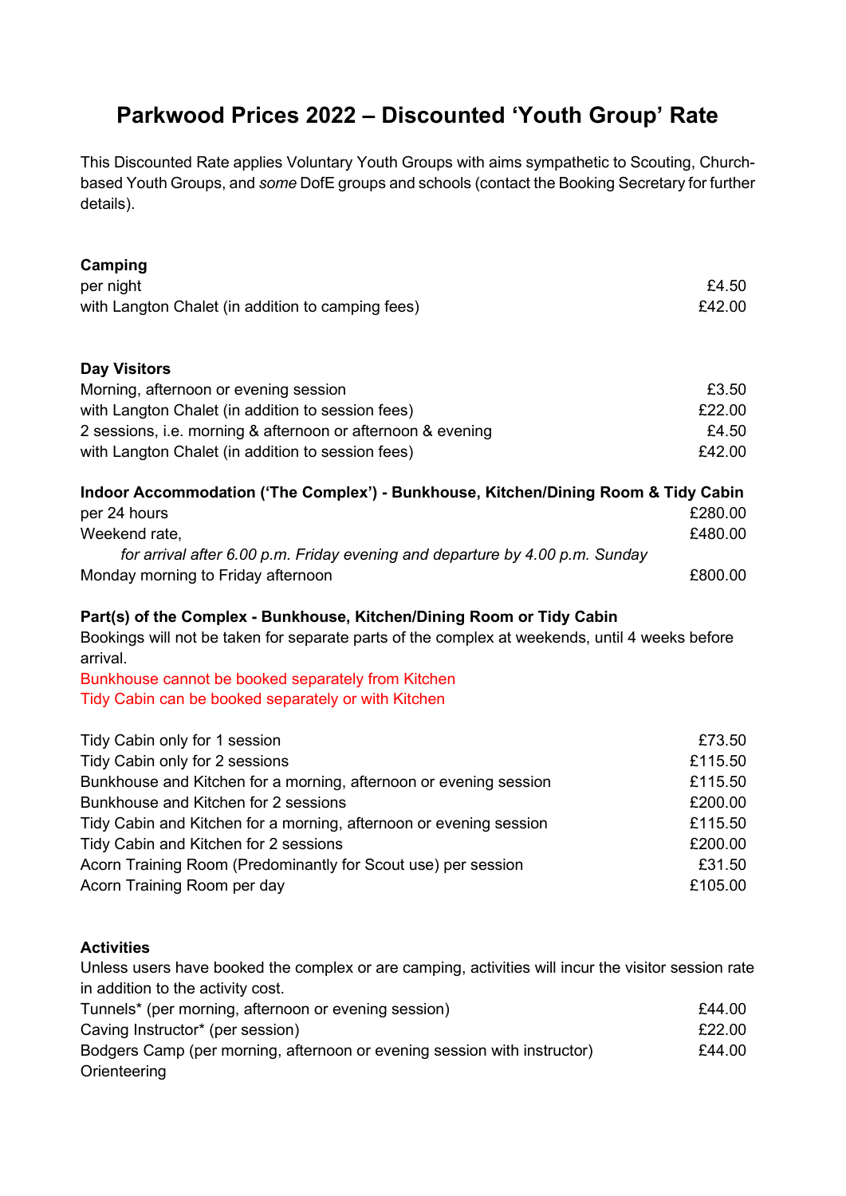# Parkwood Prices 2022 – Discounted 'Youth Group' Rate

This Discounted Rate applies Voluntary Youth Groups with aims sympathetic to Scouting, Church-based Youth Groups, and *some* DofE groups and schools (contact the Booking Secretary for further details).

**Camping**

| | |
|---|---|
| per night | £4.50 |
| with Langton Chalet (in addition to camping fees) | £42.00 |

**Day Visitors**

| | |
|---|---|
| Morning, afternoon or evening session | £3.50 |
| with Langton Chalet (in addition to session fees) | £22.00 |
| 2 sessions, i.e. morning & afternoon or afternoon & evening | £4.50 |
| with Langton Chalet (in addition to session fees) | £42.00 |

**Indoor Accommodation ('The Complex') - Bunkhouse, Kitchen/Dining Room & Tidy Cabin**

| | |
|---|---|
| per 24 hours | £280.00 |
| Weekend rate, *for arrival after 6.00 p.m. Friday evening and departure by 4.00 p.m. Sunday* | £480.00 |
| Monday morning to Friday afternoon | £800.00 |

**Part(s) of the Complex - Bunkhouse, Kitchen/Dining Room or Tidy Cabin**

Bookings will not be taken for separate parts of the complex at weekends, until 4 weeks before arrival.

Bunkhouse cannot be booked separately from Kitchen

Tidy Cabin can be booked separately or with Kitchen

| | |
|---|---|
| Tidy Cabin only for 1 session | £73.50 |
| Tidy Cabin only for 2 sessions | £115.50 |
| Bunkhouse and Kitchen for a morning, afternoon or evening session | £115.50 |
| Bunkhouse and Kitchen for 2 sessions | £200.00 |
| Tidy Cabin and Kitchen for a morning, afternoon or evening session | £115.50 |
| Tidy Cabin and Kitchen for 2 sessions | £200.00 |
| Acorn Training Room (Predominantly for Scout use) per session | £31.50 |
| Acorn Training Room per day | £105.00 |

**Activities**

Unless users have booked the complex or are camping, activities will incur the visitor session rate in addition to the activity cost.

| | |
|---|---|
| Tunnels* (per morning, afternoon or evening session) | £44.00 |
| Caving Instructor* (per session) | £22.00 |
| Bodgers Camp (per morning, afternoon or evening session with instructor) | £44.00 |
| Orienteering | |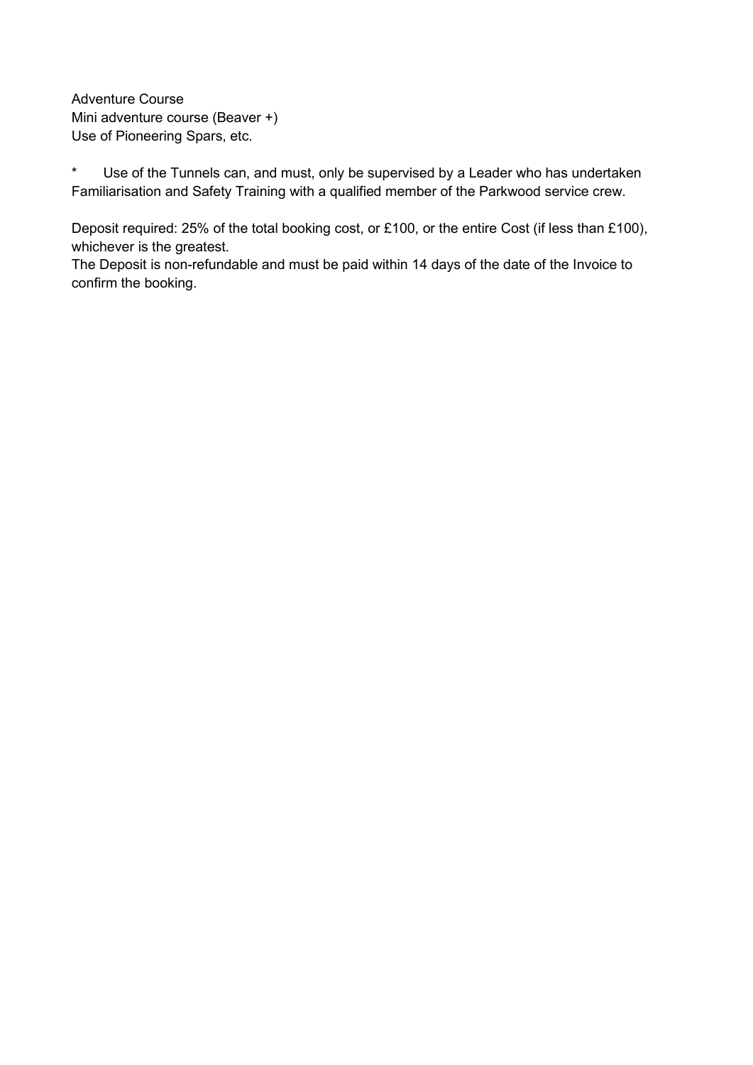Adventure Course
Mini adventure course (Beaver +)
Use of Pioneering Spars, etc.

* Use of the Tunnels can, and must, only be supervised by a Leader who has undertaken Familiarisation and Safety Training with a qualified member of the Parkwood service crew.

Deposit required: 25% of the total booking cost, or £100, or the entire Cost (if less than £100), whichever is the greatest.
The Deposit is non-refundable and must be paid within 14 days of the date of the Invoice to confirm the booking.